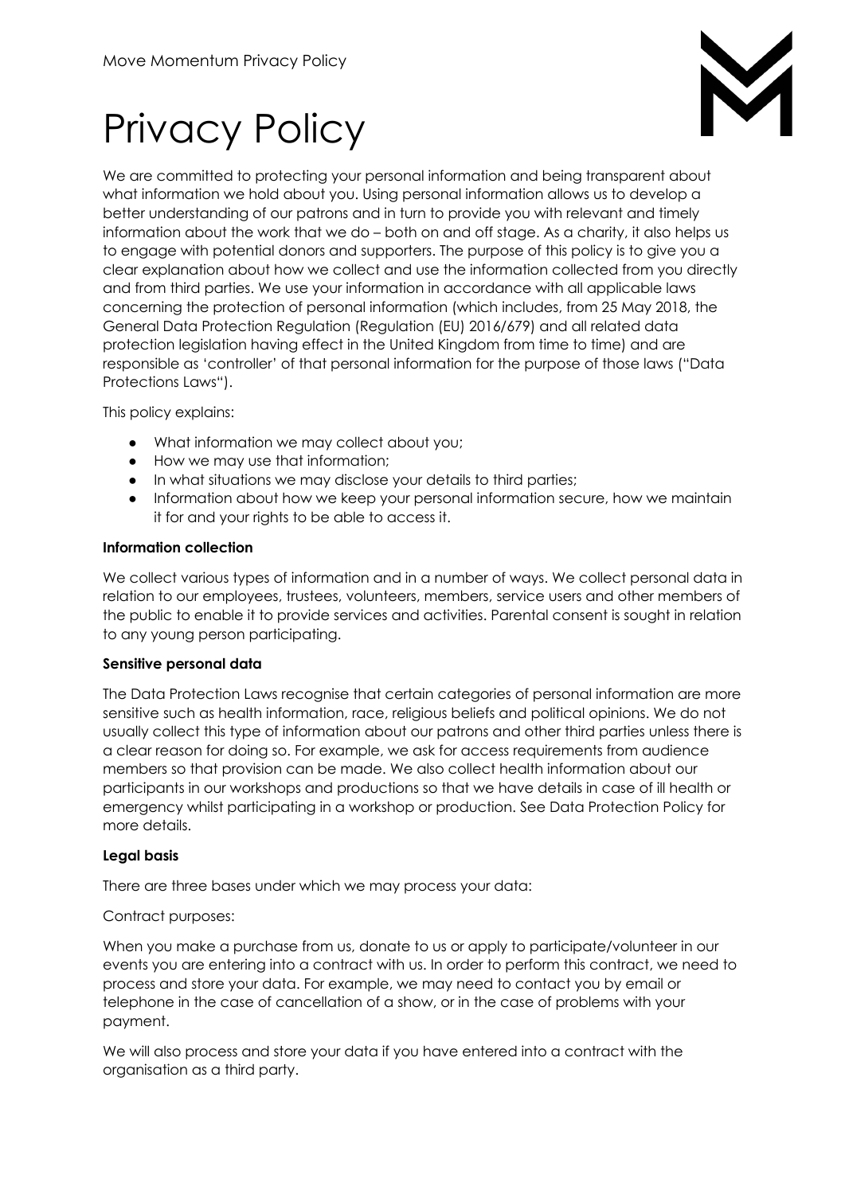# Privacy Policy

We are committed to protecting your personal information and being transparent about what information we hold about you. Using personal information allows us to develop a better understanding of our patrons and in turn to provide you with relevant and timely information about the work that we do – both on and off stage. As a charity, it also helps us to engage with potential donors and supporters. The purpose of this policy is to give you a clear explanation about how we collect and use the information collected from you directly and from third parties. We use your information in accordance with all applicable laws concerning the protection of personal information (which includes, from 25 May 2018, the General Data Protection Regulation (Regulation (EU) 2016/679) and all related data protection legislation having effect in the United Kingdom from time to time) and are responsible as 'controller' of that personal information for the purpose of those laws ("Data Protections Laws").

This policy explains:

- What information we may collect about you;
- How we may use that information;
- In what situations we may disclose your details to third parties;
- Information about how we keep your personal information secure, how we maintain it for and your rights to be able to access it.

**Information collection**

We collect various types of information and in a number of ways. We collect personal data in relation to our employees, trustees, volunteers, members, service users and other members of the public to enable it to provide services and activities. Parental consent is sought in relation to any young person participating.

**Sensitive personal data**

The Data Protection Laws recognise that certain categories of personal information are more sensitive such as health information, race, religious beliefs and political opinions. We do not usually collect this type of information about our patrons and other third parties unless there is a clear reason for doing so. For example, we ask for access requirements from audience members so that provision can be made. We also collect health information about our participants in our workshops and productions so that we have details in case of ill health or emergency whilst participating in a workshop or production. See Data Protection Policy for more details.

**Legal basis**

There are three bases under which we may process your data:

Contract purposes:

When you make a purchase from us, donate to us or apply to participate/volunteer in our events you are entering into a contract with us. In order to perform this contract, we need to process and store your data. For example, we may need to contact you by email or telephone in the case of cancellation of a show, or in the case of problems with your payment.

We will also process and store your data if you have entered into a contract with the organisation as a third party.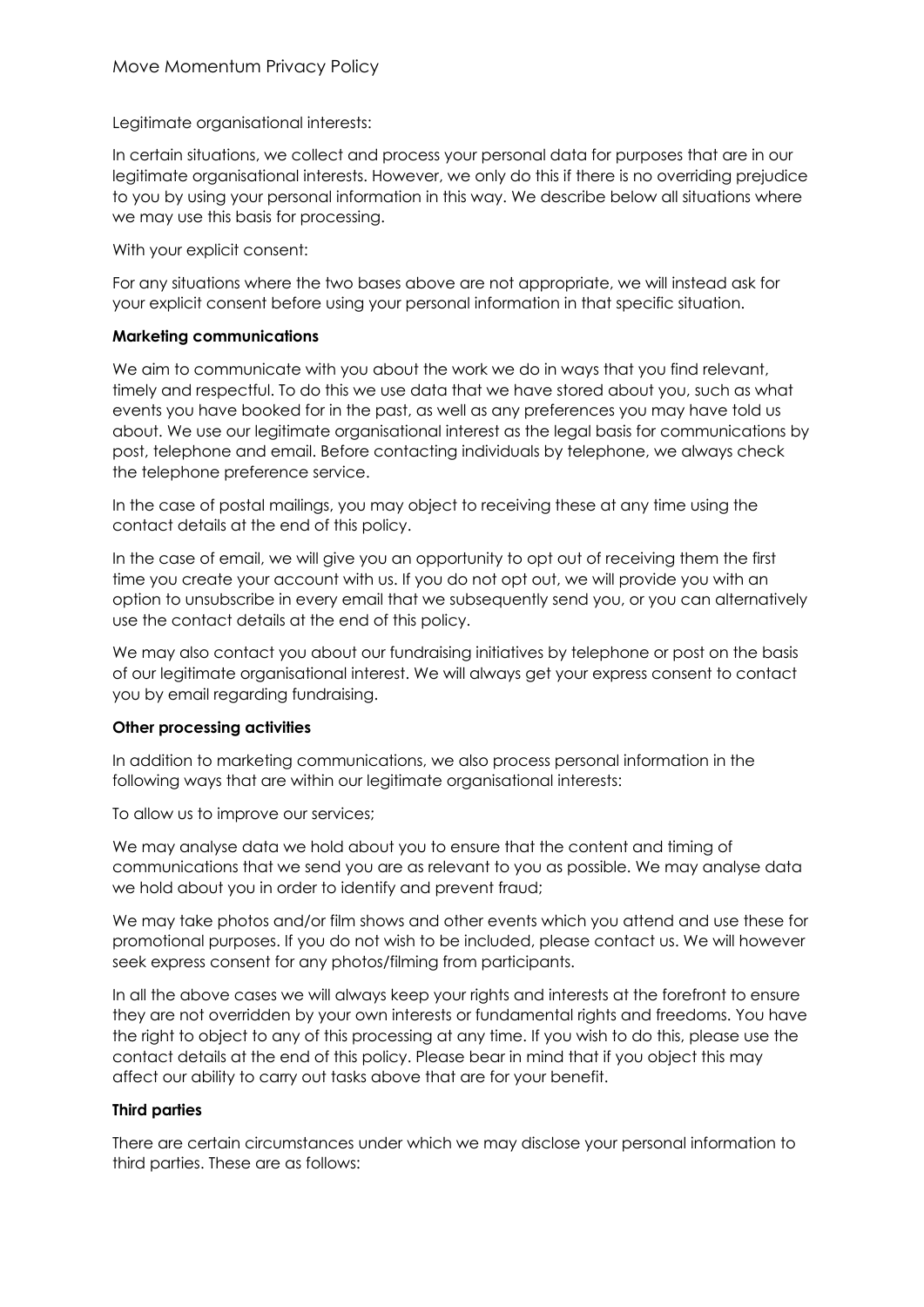Legitimate organisational interests:

In certain situations, we collect and process your personal data for purposes that are in our legitimate organisational interests. However, we only do this if there is no overriding prejudice to you by using your personal information in this way. We describe below all situations where we may use this basis for processing.

With your explicit consent:

For any situations where the two bases above are not appropriate, we will instead ask for your explicit consent before using your personal information in that specific situation.

**Marketing communications**

We aim to communicate with you about the work we do in ways that you find relevant, timely and respectful. To do this we use data that we have stored about you, such as what events you have booked for in the past, as well as any preferences you may have told us about. We use our legitimate organisational interest as the legal basis for communications by post, telephone and email. Before contacting individuals by telephone, we always check the telephone preference service.

In the case of postal mailings, you may object to receiving these at any time using the contact details at the end of this policy.

In the case of email, we will give you an opportunity to opt out of receiving them the first time you create your account with us. If you do not opt out, we will provide you with an option to unsubscribe in every email that we subsequently send you, or you can alternatively use the contact details at the end of this policy.

We may also contact you about our fundraising initiatives by telephone or post on the basis of our legitimate organisational interest. We will always get your express consent to contact you by email regarding fundraising.

**Other processing activities**

In addition to marketing communications, we also process personal information in the following ways that are within our legitimate organisational interests:

To allow us to improve our services;

We may analyse data we hold about you to ensure that the content and timing of communications that we send you are as relevant to you as possible. We may analyse data we hold about you in order to identify and prevent fraud;

We may take photos and/or film shows and other events which you attend and use these for promotional purposes. If you do not wish to be included, please contact us. We will however seek express consent for any photos/filming from participants.

In all the above cases we will always keep your rights and interests at the forefront to ensure they are not overridden by your own interests or fundamental rights and freedoms. You have the right to object to any of this processing at any time. If you wish to do this, please use the contact details at the end of this policy. Please bear in mind that if you object this may affect our ability to carry out tasks above that are for your benefit.

**Third parties**

There are certain circumstances under which we may disclose your personal information to third parties. These are as follows: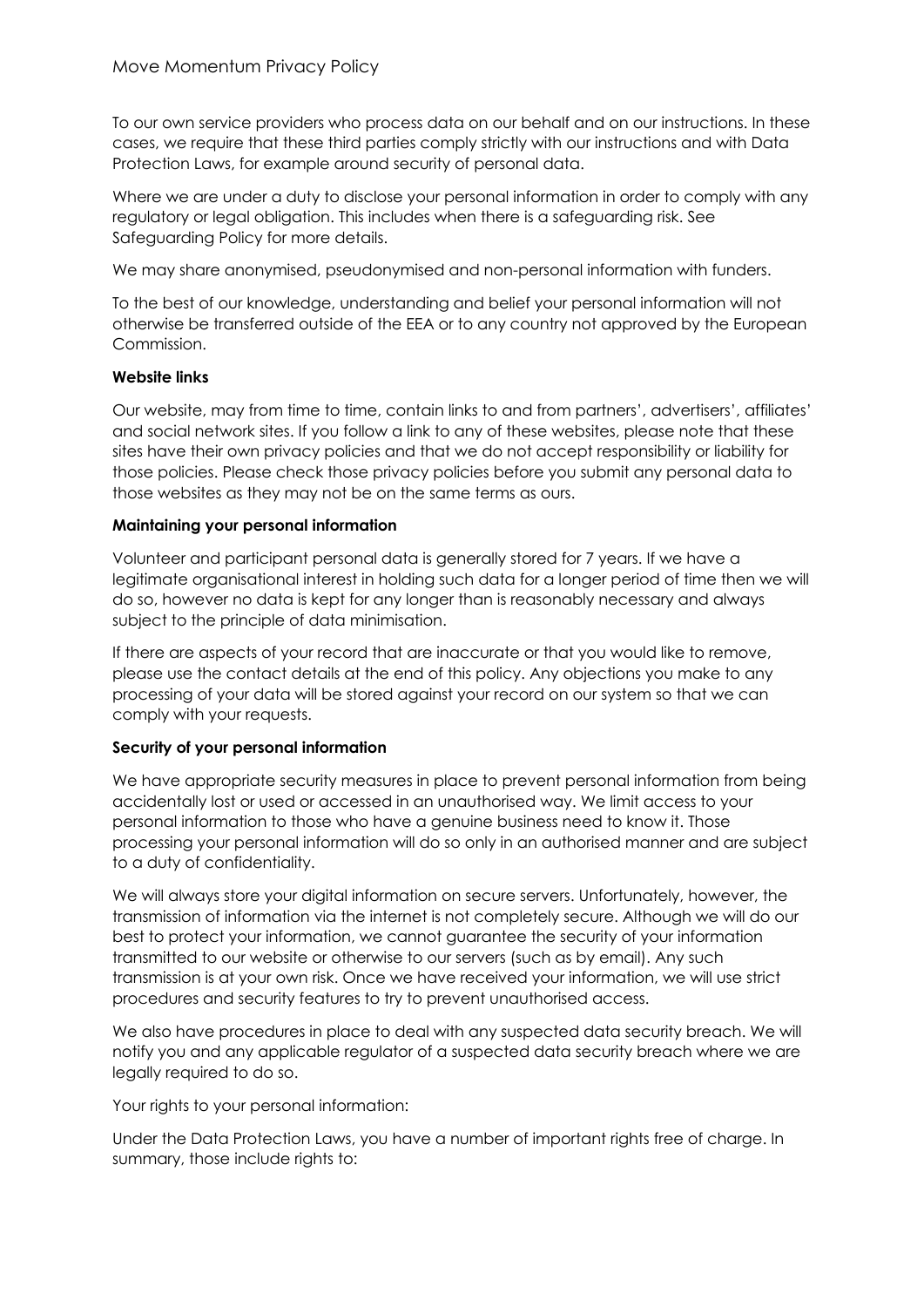To our own service providers who process data on our behalf and on our instructions. In these cases, we require that these third parties comply strictly with our instructions and with Data Protection Laws, for example around security of personal data.

Where we are under a duty to disclose your personal information in order to comply with any regulatory or legal obligation. This includes when there is a safeguarding risk. See Safeguarding Policy for more details.

We may share anonymised, pseudonymised and non-personal information with funders.

To the best of our knowledge, understanding and belief your personal information will not otherwise be transferred outside of the EEA or to any country not approved by the European Commission.

**Website links**

Our website, may from time to time, contain links to and from partners', advertisers', affiliates' and social network sites. If you follow a link to any of these websites, please note that these sites have their own privacy policies and that we do not accept responsibility or liability for those policies. Please check those privacy policies before you submit any personal data to those websites as they may not be on the same terms as ours.

**Maintaining your personal information**

Volunteer and participant personal data is generally stored for 7 years. If we have a legitimate organisational interest in holding such data for a longer period of time then we will do so, however no data is kept for any longer than is reasonably necessary and always subject to the principle of data minimisation.

If there are aspects of your record that are inaccurate or that you would like to remove, please use the contact details at the end of this policy. Any objections you make to any processing of your data will be stored against your record on our system so that we can comply with your requests.

**Security of your personal information**

We have appropriate security measures in place to prevent personal information from being accidentally lost or used or accessed in an unauthorised way. We limit access to your personal information to those who have a genuine business need to know it. Those processing your personal information will do so only in an authorised manner and are subject to a duty of confidentiality.

We will always store your digital information on secure servers. Unfortunately, however, the transmission of information via the internet is not completely secure. Although we will do our best to protect your information, we cannot guarantee the security of your information transmitted to our website or otherwise to our servers (such as by email). Any such transmission is at your own risk. Once we have received your information, we will use strict procedures and security features to try to prevent unauthorised access.

We also have procedures in place to deal with any suspected data security breach. We will notify you and any applicable regulator of a suspected data security breach where we are legally required to do so.

Your rights to your personal information:

Under the Data Protection Laws, you have a number of important rights free of charge. In summary, those include rights to: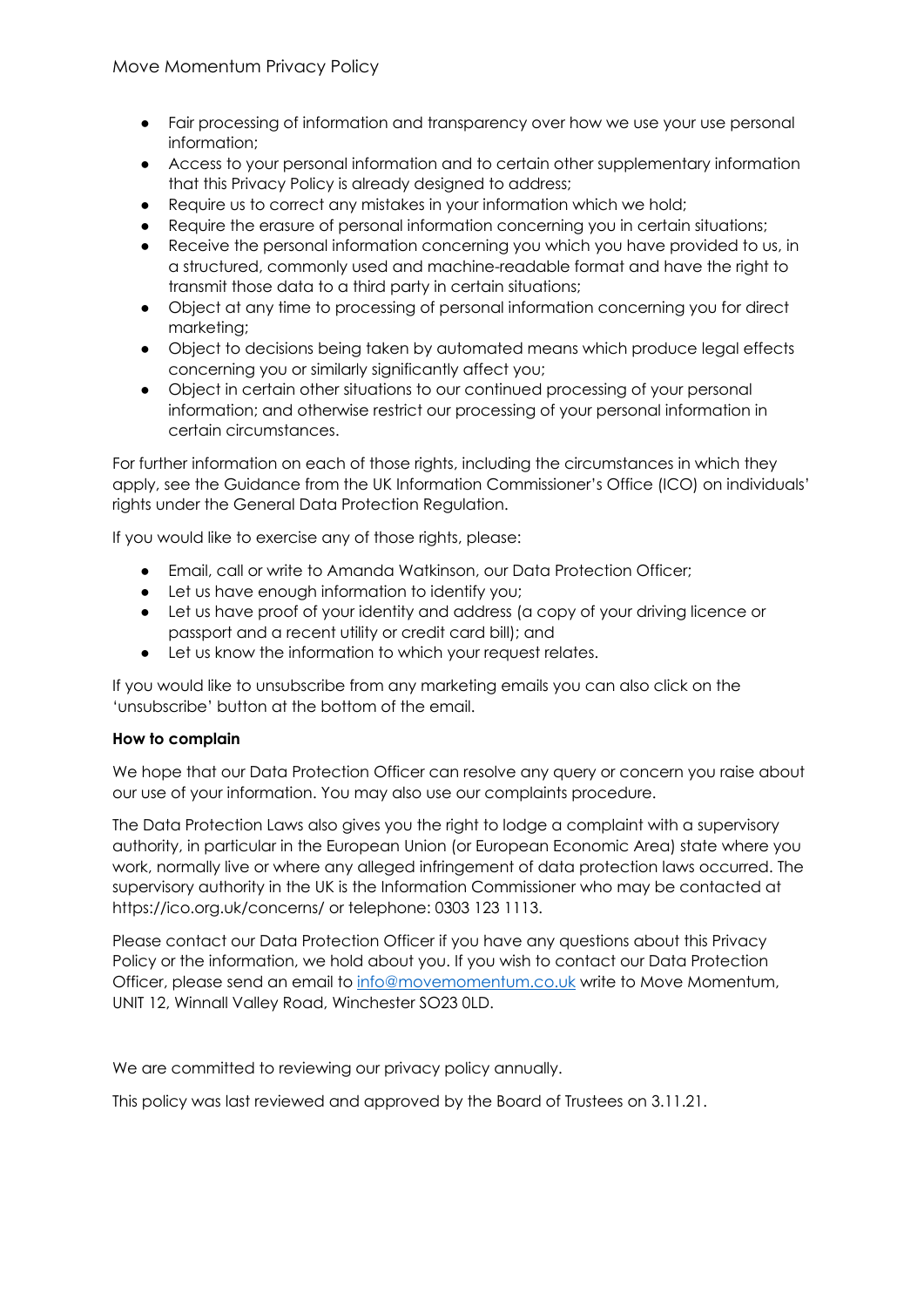- Fair processing of information and transparency over how we use your use personal information;
- Access to your personal information and to certain other supplementary information that this Privacy Policy is already designed to address;
- Require us to correct any mistakes in your information which we hold;
- Require the erasure of personal information concerning you in certain situations;
- Receive the personal information concerning you which you have provided to us, in a structured, commonly used and machine-readable format and have the right to transmit those data to a third party in certain situations;
- Object at any time to processing of personal information concerning you for direct marketing;
- Object to decisions being taken by automated means which produce legal effects concerning you or similarly significantly affect you;
- Object in certain other situations to our continued processing of your personal information; and otherwise restrict our processing of your personal information in certain circumstances.

For further information on each of those rights, including the circumstances in which they apply, see the Guidance from the UK Information Commissioner's Office (ICO) on individuals' rights under the General Data Protection Regulation.

If you would like to exercise any of those rights, please:

- Email, call or write to Amanda Watkinson, our Data Protection Officer;
- Let us have enough information to identify you;
- Let us have proof of your identity and address (a copy of your driving licence or passport and a recent utility or credit card bill); and
- Let us know the information to which your request relates.

If you would like to unsubscribe from any marketing emails you can also click on the 'unsubscribe' button at the bottom of the email.

**How to complain**

We hope that our Data Protection Officer can resolve any query or concern you raise about our use of your information. You may also use our complaints procedure.

The Data Protection Laws also gives you the right to lodge a complaint with a supervisory authority, in particular in the European Union (or European Economic Area) state where you work, normally live or where any alleged infringement of data protection laws occurred. The supervisory authority in the UK is the Information Commissioner who may be contacted at https://ico.org.uk/concerns/ or telephone: 0303 123 1113.

Please contact our Data Protection Officer if you have any questions about this Privacy Policy or the information, we hold about you. If you wish to contact our Data Protection Officer, please send an email to [info@movemomentum.co.uk](mailto:info@movemomentum.co.uk) write to Move Momentum, UNIT 12, Winnall Valley Road, Winchester SO23 0LD.

We are committed to reviewing our privacy policy annually.

This policy was last reviewed and approved by the Board of Trustees on 3.11.21.